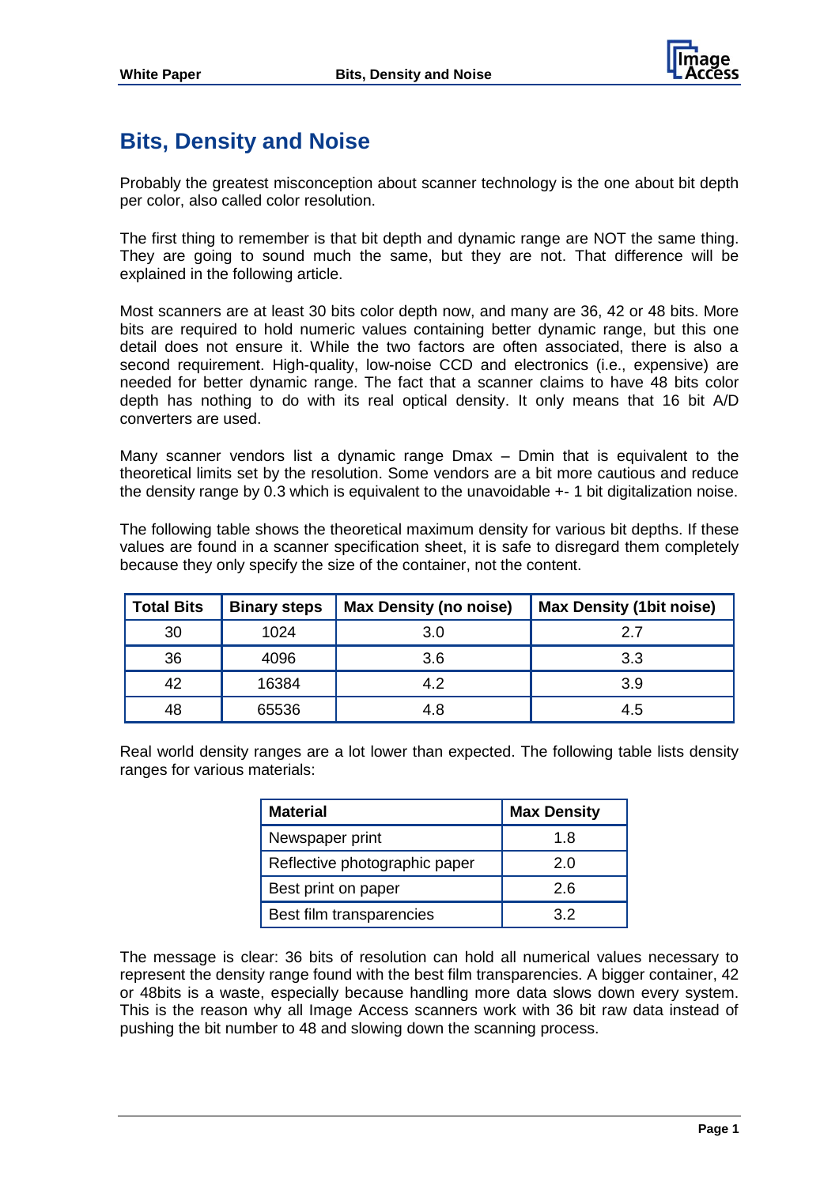# Bits, Density and Noise

Probably the greatest misconception about scanner technology is the one about bit depth per color, also called color resolution.

The first thing to remember is that bit depth and dynamic range are NOT the same thing. They are going to sound much the same, but they are not. That difference will be explained in the following article.

Most scanners are at least 30 bits color depth now, and many are 36, 42 or 48 bits. More bits are required to hold numeric values containing better dynamic range, but this one detail does not ensure it. While the two factors are often associated, there is also a second requirement. High-quality, low-noise CCD and electronics (i.e., expensive) are needed for better dynamic range. The fact that a scanner claims to have 48 bits color depth has nothing to do with its real optical density. It only means that 16 bit A/D converters are used.

Many scanner vendors list a dynamic range Dmax – Dmin that is equivalent to the theoretical limits set by the resolution. Some vendors are a bit more cautious and reduce the density range by 0.3 which is equivalent to the unavoidable +- 1 bit digitalization noise.

The following table shows the theoretical maximum density for various bit depths. If these values are found in a scanner specification sheet, it is safe to disregard them completely because they only specify the size of the container, not the content.

| Total Bits | Binary steps | Max Density (no noise) | Max Density (1bit noise) |
|---|---|---|---|
| 30 | 1024 | 3.0 | 2.7 |
| 36 | 4096 | 3.6 | 3.3 |
| 42 | 16384 | 4.2 | 3.9 |
| 48 | 65536 | 4.8 | 4.5 |

Real world density ranges are a lot lower than expected. The following table lists density ranges for various materials:

| Material | Max Density |
|---|---|
| Newspaper print | 1.8 |
| Reflective photographic paper | 2.0 |
| Best print on paper | 2.6 |
| Best film transparencies | 3.2 |

The message is clear: 36 bits of resolution can hold all numerical values necessary to represent the density range found with the best film transparencies. A bigger container, 42 or 48bits is a waste, especially because handling more data slows down every system. This is the reason why all Image Access scanners work with 36 bit raw data instead of pushing the bit number to 48 and slowing down the scanning process.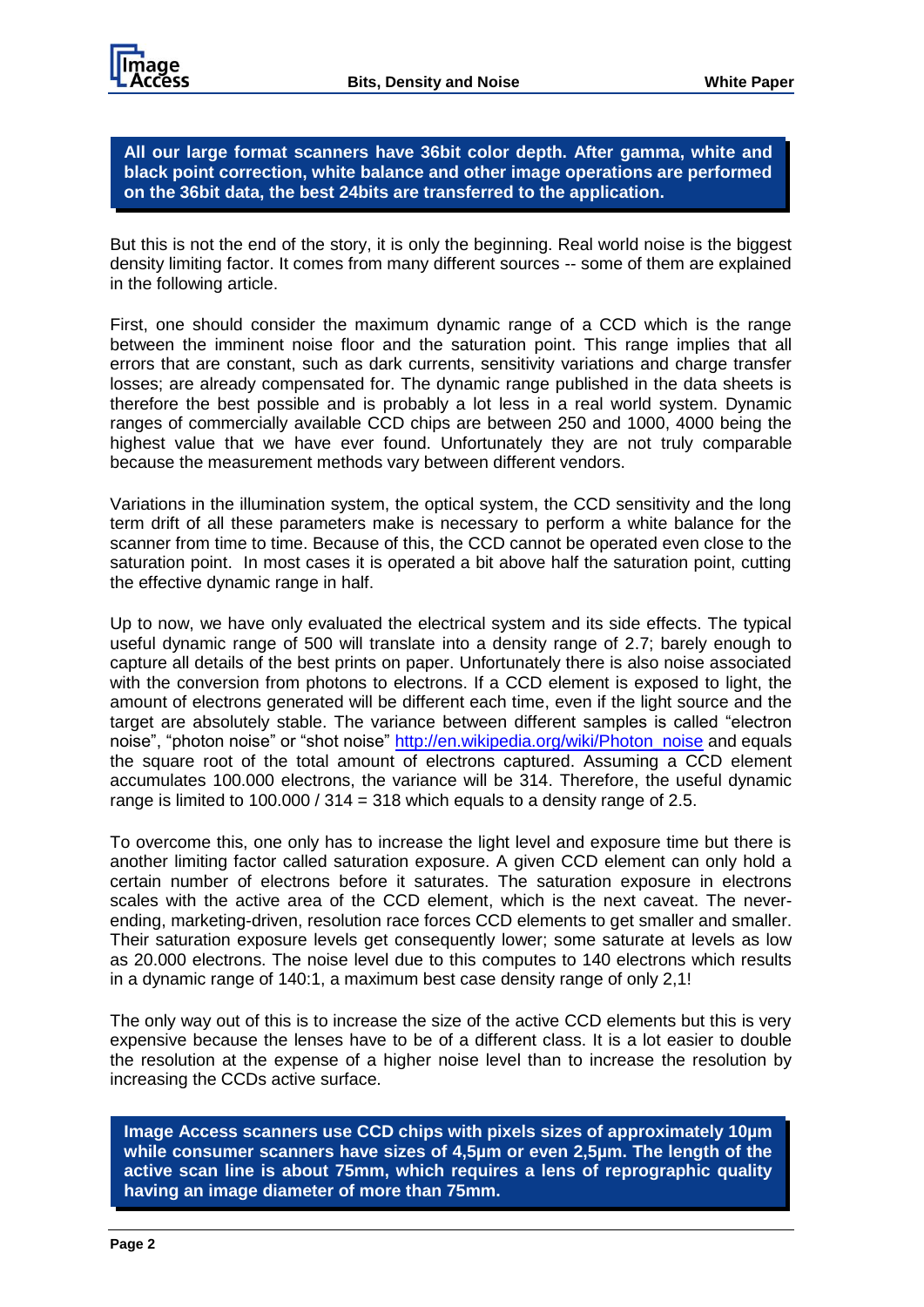**All our large format scanners have 36bit color depth. After gamma, white and black point correction, white balance and other image operations are performed on the 36bit data, the best 24bits are transferred to the application.**

But this is not the end of the story, it is only the beginning. Real world noise is the biggest density limiting factor. It comes from many different sources -- some of them are explained in the following article.

First, one should consider the maximum dynamic range of a CCD which is the range between the imminent noise floor and the saturation point. This range implies that all errors that are constant, such as dark currents, sensitivity variations and charge transfer losses; are already compensated for. The dynamic range published in the data sheets is therefore the best possible and is probably a lot less in a real world system. Dynamic ranges of commercially available CCD chips are between 250 and 1000, 4000 being the highest value that we have ever found. Unfortunately they are not truly comparable because the measurement methods vary between different vendors.

Variations in the illumination system, the optical system, the CCD sensitivity and the long term drift of all these parameters make is necessary to perform a white balance for the scanner from time to time. Because of this, the CCD cannot be operated even close to the saturation point. In most cases it is operated a bit above half the saturation point, cutting the effective dynamic range in half.

Up to now, we have only evaluated the electrical system and its side effects. The typical useful dynamic range of 500 will translate into a density range of 2.7; barely enough to capture all details of the best prints on paper. Unfortunately there is also noise associated with the conversion from photons to electrons. If a CCD element is exposed to light, the amount of electrons generated will be different each time, even if the light source and the target are absolutely stable. The variance between different samples is called "electron noise", "photon noise" or "shot noise" [http://en.wikipedia.org/wiki/Photon_noise](http://en.wikipedia.org/wiki/Photon_noise) and equals the square root of the total amount of electrons captured. Assuming a CCD element accumulates 100.000 electrons, the variance will be 314. Therefore, the useful dynamic range is limited to 100.000 / 314 = 318 which equals to a density range of 2.5.

To overcome this, one only has to increase the light level and exposure time but there is another limiting factor called saturation exposure. A given CCD element can only hold a certain number of electrons before it saturates. The saturation exposure in electrons scales with the active area of the CCD element, which is the next caveat. The never-ending, marketing-driven, resolution race forces CCD elements to get smaller and smaller. Their saturation exposure levels get consequently lower; some saturate at levels as low as 20.000 electrons. The noise level due to this computes to 140 electrons which results in a dynamic range of 140:1, a maximum best case density range of only 2,1!

The only way out of this is to increase the size of the active CCD elements but this is very expensive because the lenses have to be of a different class. It is a lot easier to double the resolution at the expense of a higher noise level than to increase the resolution by increasing the CCDs active surface.

**Image Access scanners use CCD chips with pixels sizes of approximately 10µm while consumer scanners have sizes of 4,5µm or even 2,5µm. The length of the active scan line is about 75mm, which requires a lens of reprographic quality having an image diameter of more than 75mm.**